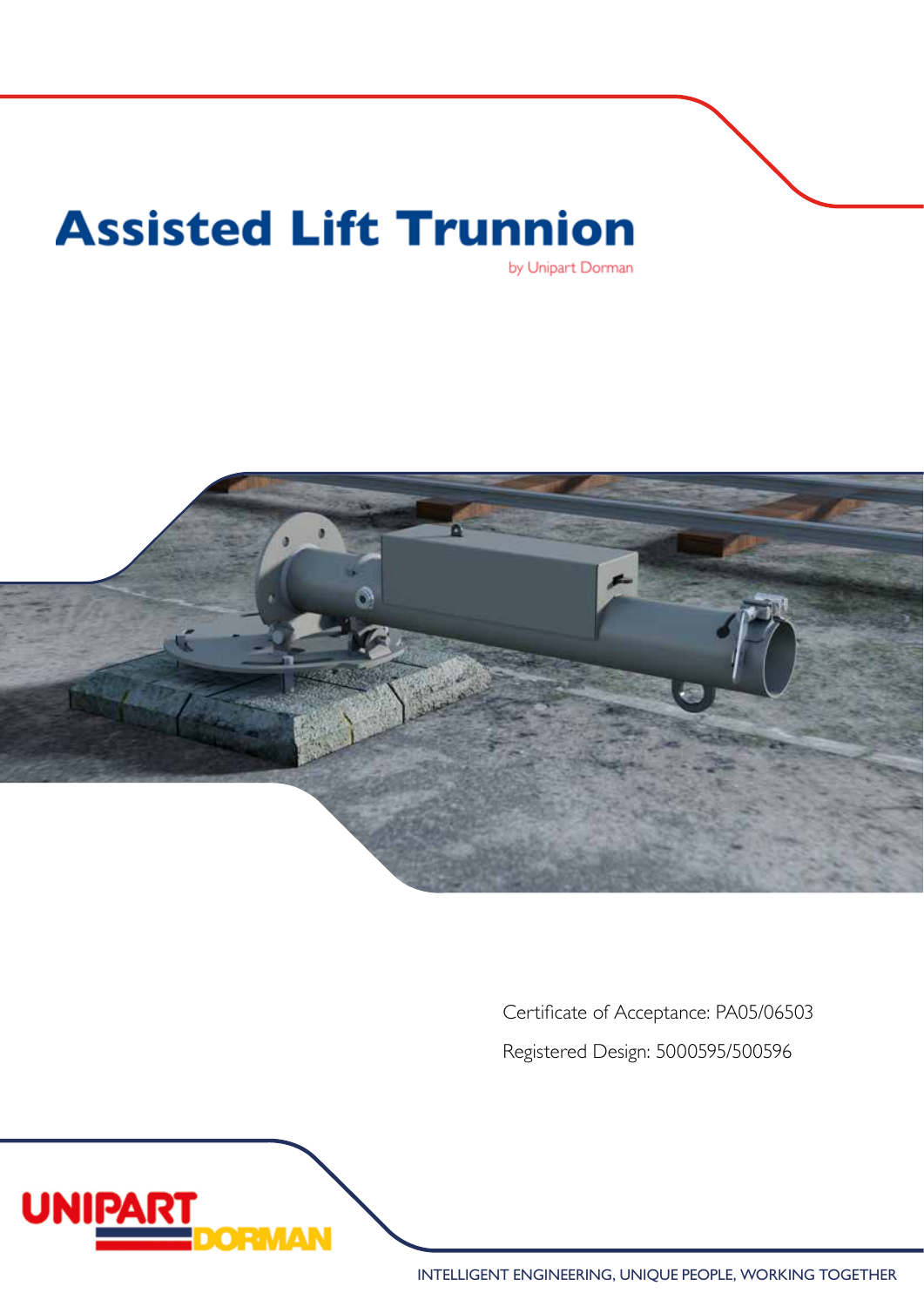# Assisted Lift Trunnion

by Unipart Dorman

Certificate of Acceptance: PA05/06503

Registered Design: 5000595/500596

UNIPART DORMAN

INTELLIGENT ENGINEERING, UNIQUE PEOPLE, WORKING TOGETHER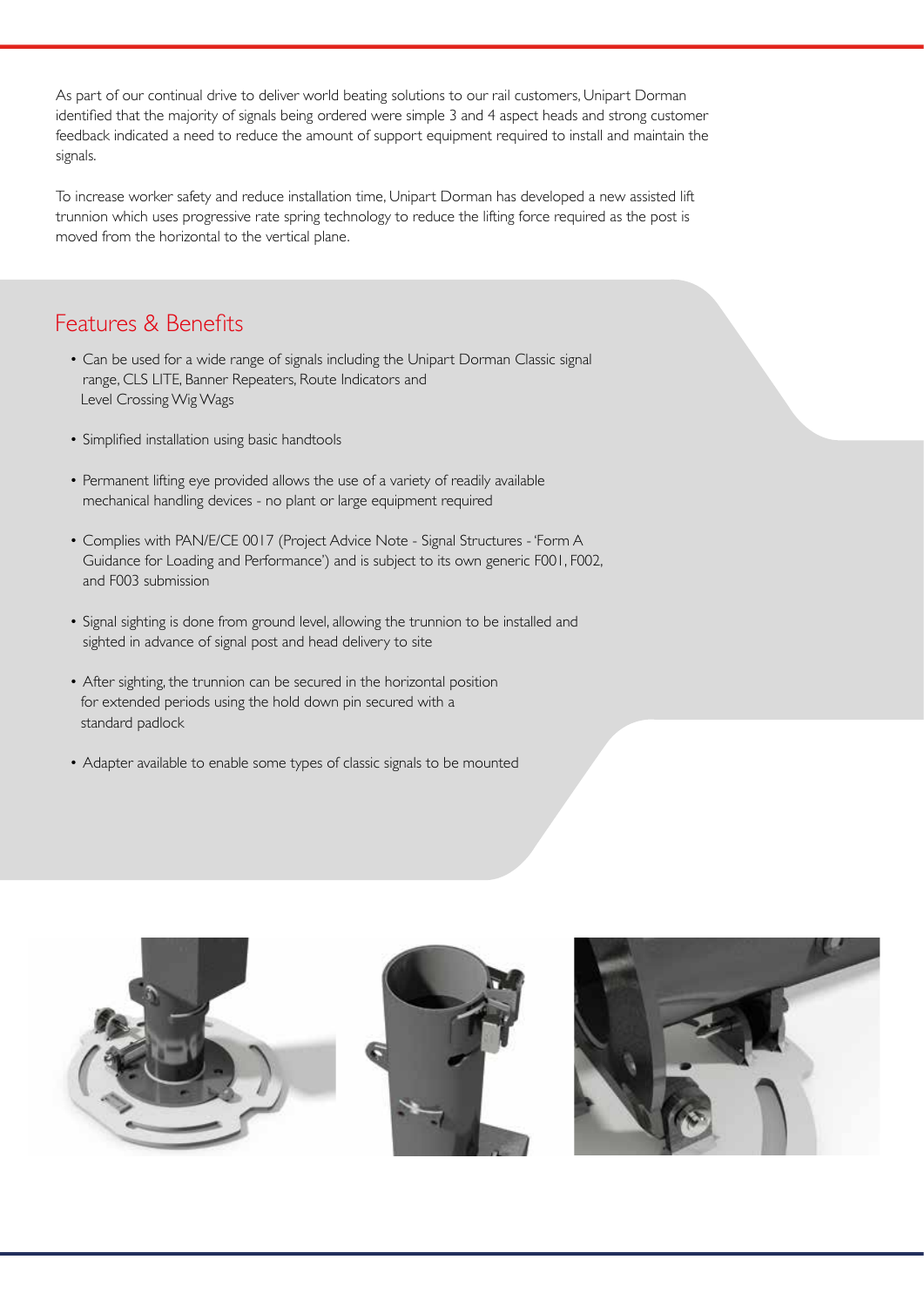As part of our continual drive to deliver world beating solutions to our rail customers, Unipart Dorman identified that the majority of signals being ordered were simple 3 and 4 aspect heads and strong customer feedback indicated a need to reduce the amount of support equipment required to install and maintain the signals.

To increase worker safety and reduce installation time, Unipart Dorman has developed a new assisted lift trunnion which uses progressive rate spring technology to reduce the lifting force required as the post is moved from the horizontal to the vertical plane.

## Features & Benefits

- Can be used for a wide range of signals including the Unipart Dorman Classic signal range, CLS LITE, Banner Repeaters, Route Indicators and Level Crossing Wig Wags
- Simplified installation using basic handtools
- Permanent lifting eye provided allows the use of a variety of readily available mechanical handling devices - no plant or large equipment required
- Complies with PAN/E/CE 0017 (Project Advice Note - Signal Structures - 'Form A Guidance for Loading and Performance') and is subject to its own generic F001, F002, and F003 submission
- Signal sighting is done from ground level, allowing the trunnion to be installed and sighted in advance of signal post and head delivery to site
- After sighting, the trunnion can be secured in the horizontal position for extended periods using the hold down pin secured with a standard padlock
- Adapter available to enable some types of classic signals to be mounted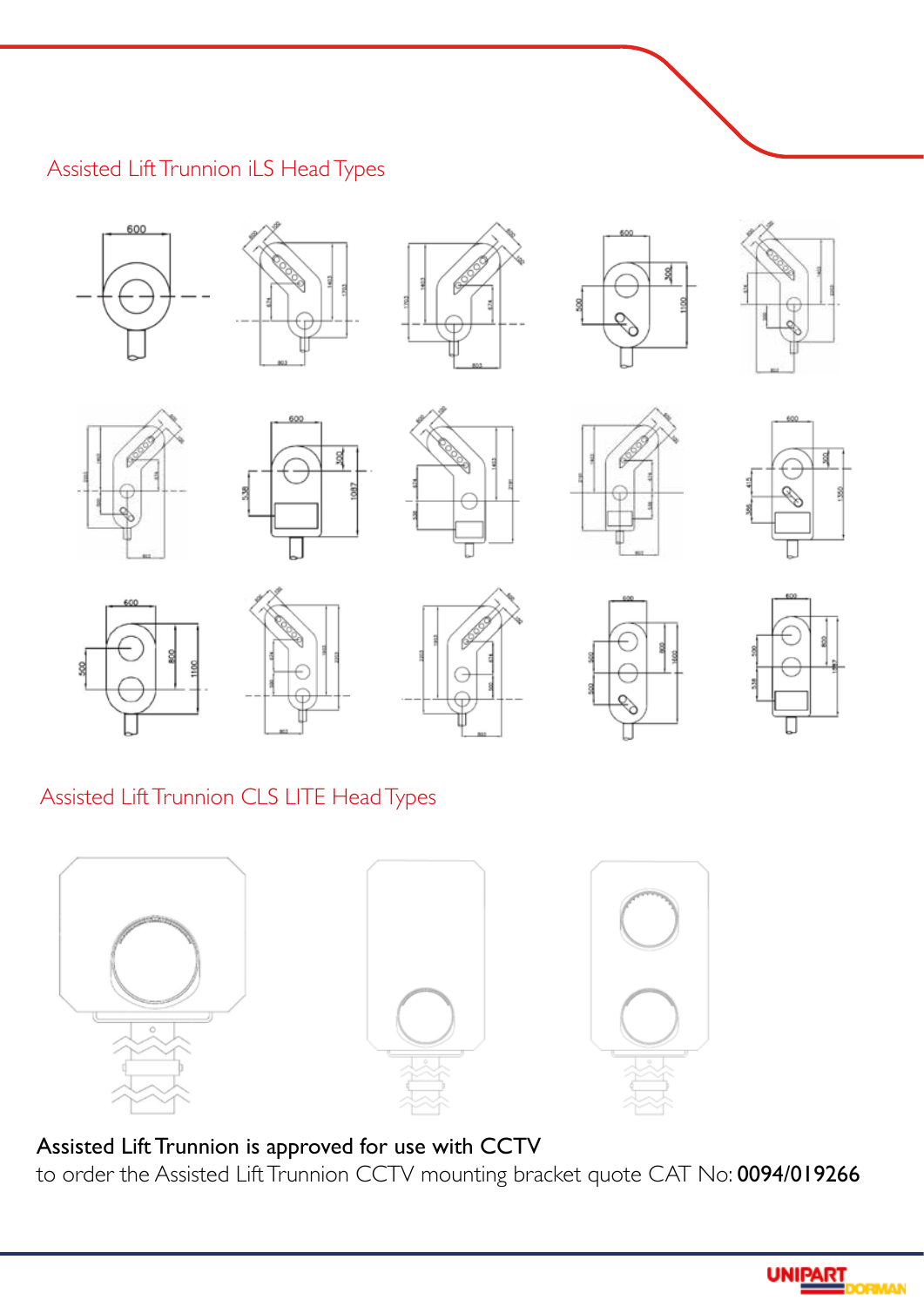## Assisted Lift Trunnion iLS Head Types

## Assisted Lift Trunnion CLS LITE Head Types

**Assisted Lift Trunnion is approved for use with CCTV**

to order the Assisted Lift Trunnion CCTV mounting bracket quote CAT No: **0094/019266**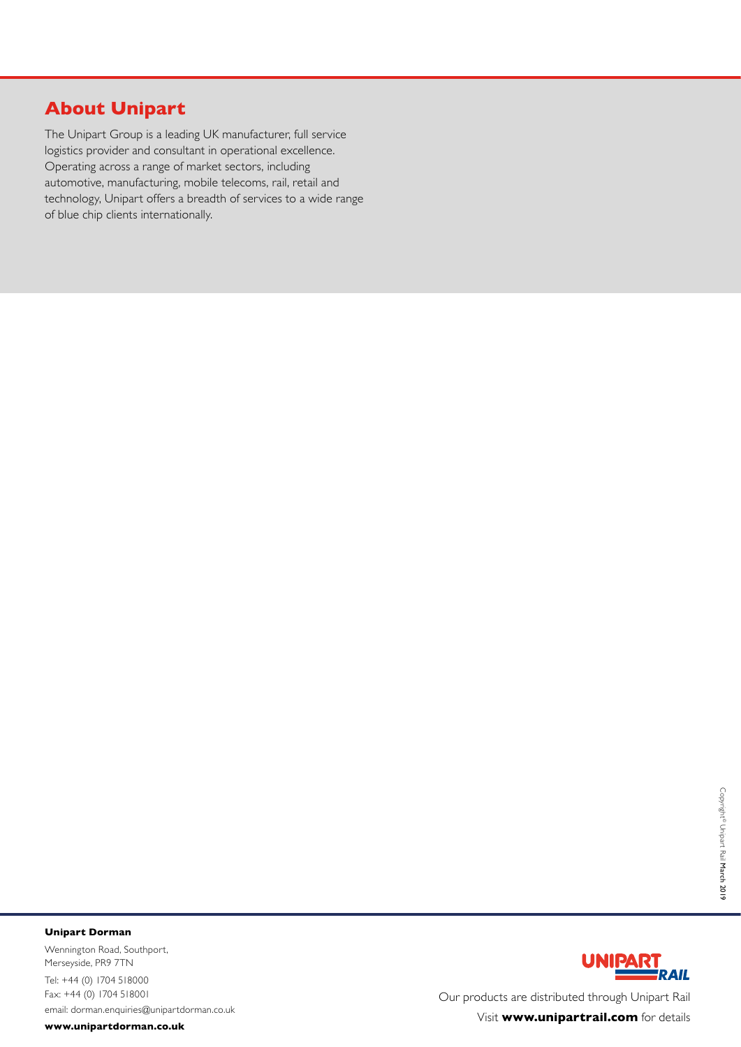## About Unipart

The Unipart Group is a leading UK manufacturer, full service logistics provider and consultant in operational excellence. Operating across a range of market sectors, including automotive, manufacturing, mobile telecoms, rail, retail and technology, Unipart offers a breadth of services to a wide range of blue chip clients internationally.

Copyright© Unipart Rail March 2019

**Unipart Dorman**

Wennington Road, Southport,
Merseyside, PR9 7TN

Tel: +44 (0) 1704 518000
Fax: +44 (0) 1704 518001
email: dorman.enquiries@unipartdorman.co.uk

**www.unipartdorman.co.uk**

UNIPART RAIL

Our products are distributed through Unipart Rail
Visit **www.unipartrail.com** for details